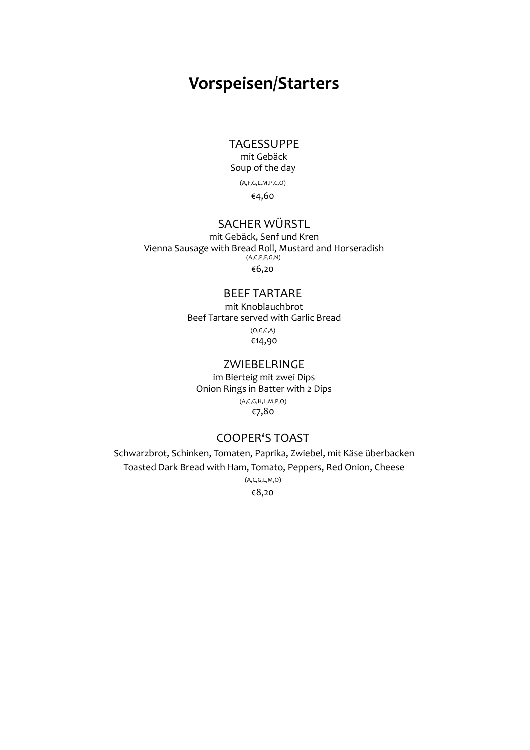# Vorspeisen/Starters

### TAGESSUPPE

mit Gebäck

Soup of the day

(A,F,G,L,M,P,C,O)

€4,60

### SACHER WÜRSTL

mit Gebäck, Senf und Kren

Vienna Sausage with Bread Roll, Mustard and Horseradish

(A,C,P,F,G,N)

€6,20

### BEEF TARTARE

mit Knoblauchbrot

Beef Tartare served with Garlic Bread

(O,G,C,A)

€14,90

### ZWIEBELRINGE

im Bierteig mit zwei Dips

Onion Rings in Batter with 2 Dips

(A,C,G,H,L,M,P,O)

€7,80

### COOPER'S TOAST

Schwarzbrot, Schinken, Tomaten, Paprika, Zwiebel, mit Käse überbacken

Toasted Dark Bread with Ham, Tomato, Peppers, Red Onion, Cheese

(A,C,G,L,M,O)

€8,20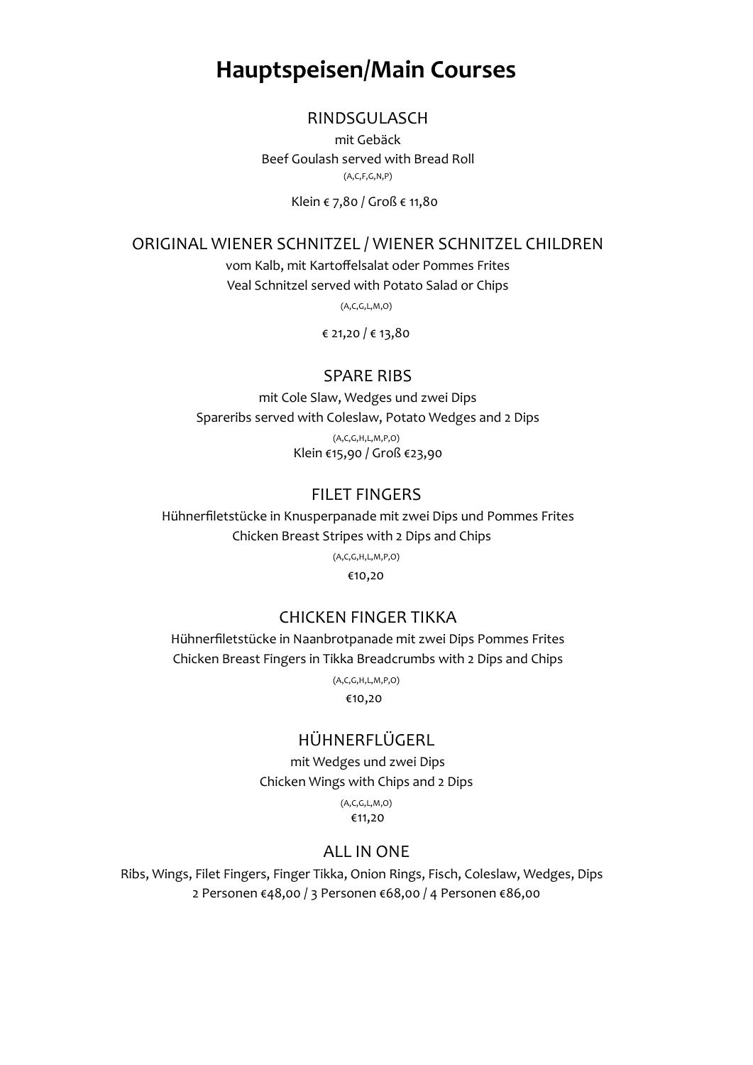# Hauptspeisen/Main Courses

## RINDSGULASCH

mit Gebäck

Beef Goulash served with Bread Roll

(A,C,F,G,N,P)

Klein € 7,80 / Groß € 11,80

## ORIGINAL WIENER SCHNITZEL / WIENER SCHNITZEL CHILDREN

vom Kalb, mit Kartoffelsalat oder Pommes Frites

Veal Schnitzel served with Potato Salad or Chips

(A,C,G,L,M,O)

€ 21,20 / € 13,80

## SPARE RIBS

mit Cole Slaw, Wedges und zwei Dips

Spareribs served with Coleslaw, Potato Wedges and 2 Dips

(A,C,G,H,L,M,P,O)

Klein €15,90 / Groß €23,90

## FILET FINGERS

Hühnerfiletstücke in Knusperpanade mit zwei Dips und Pommes Frites

Chicken Breast Stripes with 2 Dips and Chips

(A,C,G,H,L,M,P,O)

€10,20

## CHICKEN FINGER TIKKA

Hühnerfiletstücke in Naanbrotpanade mit zwei Dips Pommes Frites

Chicken Breast Fingers in Tikka Breadcrumbs with 2 Dips and Chips

(A,C,G,H,L,M,P,O)

€10,20

## HÜHNERFLÜGERL

mit Wedges und zwei Dips

Chicken Wings with Chips and 2 Dips

(A,C,G,L,M,O)

€11,20

## ALL IN ONE

Ribs, Wings, Filet Fingers, Finger Tikka, Onion Rings, Fisch, Coleslaw, Wedges, Dips

2 Personen €48,00 / 3 Personen €68,00 / 4 Personen €86,00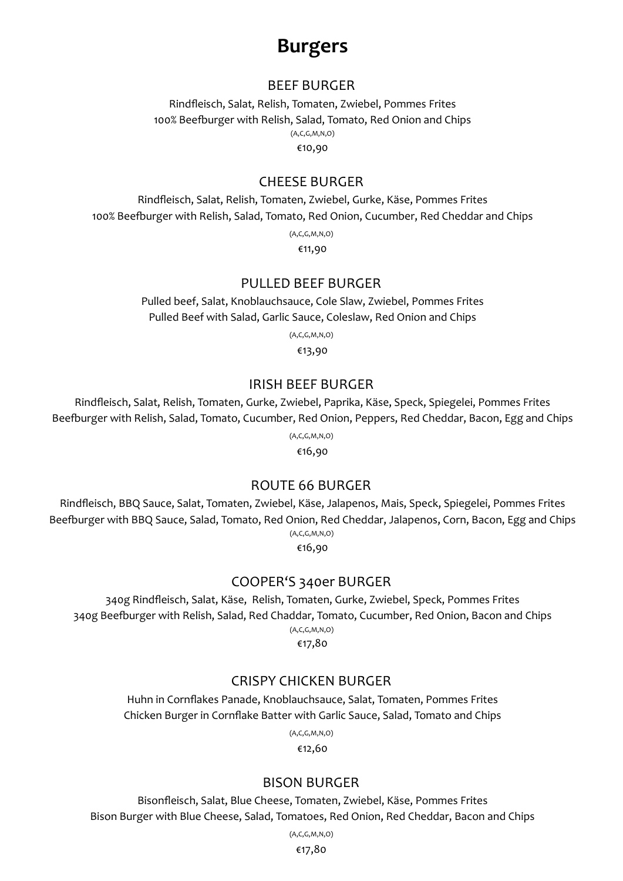# Burgers

## BEEF BURGER

Rindfleisch, Salat, Relish, Tomaten, Zwiebel, Pommes Frites
100% Beefburger with Relish, Salad, Tomato, Red Onion and Chips
(A,C,G,M,N,O)
€10,90

## CHEESE BURGER

Rindfleisch, Salat, Relish, Tomaten, Zwiebel, Gurke, Käse, Pommes Frites
100% Beefburger with Relish, Salad, Tomato, Red Onion, Cucumber, Red Cheddar and Chips
(A,C,G,M,N,O)
€11,90

## PULLED BEEF BURGER

Pulled beef, Salat, Knoblauchsauce, Cole Slaw, Zwiebel, Pommes Frites
Pulled Beef with Salad, Garlic Sauce, Coleslaw, Red Onion and Chips
(A,C,G,M,N,O)
€13,90

## IRISH BEEF BURGER

Rindfleisch, Salat, Relish, Tomaten, Gurke, Zwiebel, Paprika, Käse, Speck, Spiegelei, Pommes Frites
Beefburger with Relish, Salad, Tomato, Cucumber, Red Onion, Peppers, Red Cheddar, Bacon, Egg and Chips
(A,C,G,M,N,O)
€16,90

## ROUTE 66 BURGER

Rindfleisch, BBQ Sauce, Salat, Tomaten, Zwiebel, Käse, Jalapenos, Mais, Speck, Spiegelei, Pommes Frites
Beefburger with BBQ Sauce, Salad, Tomato, Red Onion, Red Cheddar, Jalapenos, Corn, Bacon, Egg and Chips
(A,C,G,M,N,O)
€16,90

## COOPER'S 340er BURGER

340g Rindfleisch, Salat, Käse, Relish, Tomaten, Gurke, Zwiebel, Speck, Pommes Frites
340g Beefburger with Relish, Salad, Red Chaddar, Tomato, Cucumber, Red Onion, Bacon and Chips
(A,C,G,M,N,O)
€17,80

## CRISPY CHICKEN BURGER

Huhn in Cornflakes Panade, Knoblauchsauce, Salat, Tomaten, Pommes Frites
Chicken Burger in Cornflake Batter with Garlic Sauce, Salad, Tomato and Chips
(A,C,G,M,N,O)
€12,60

## BISON BURGER

Bisonfleisch, Salat, Blue Cheese, Tomaten, Zwiebel, Käse, Pommes Frites
Bison Burger with Blue Cheese, Salad, Tomatoes, Red Onion, Red Cheddar, Bacon and Chips
(A,C,G,M,N,O)
€17,80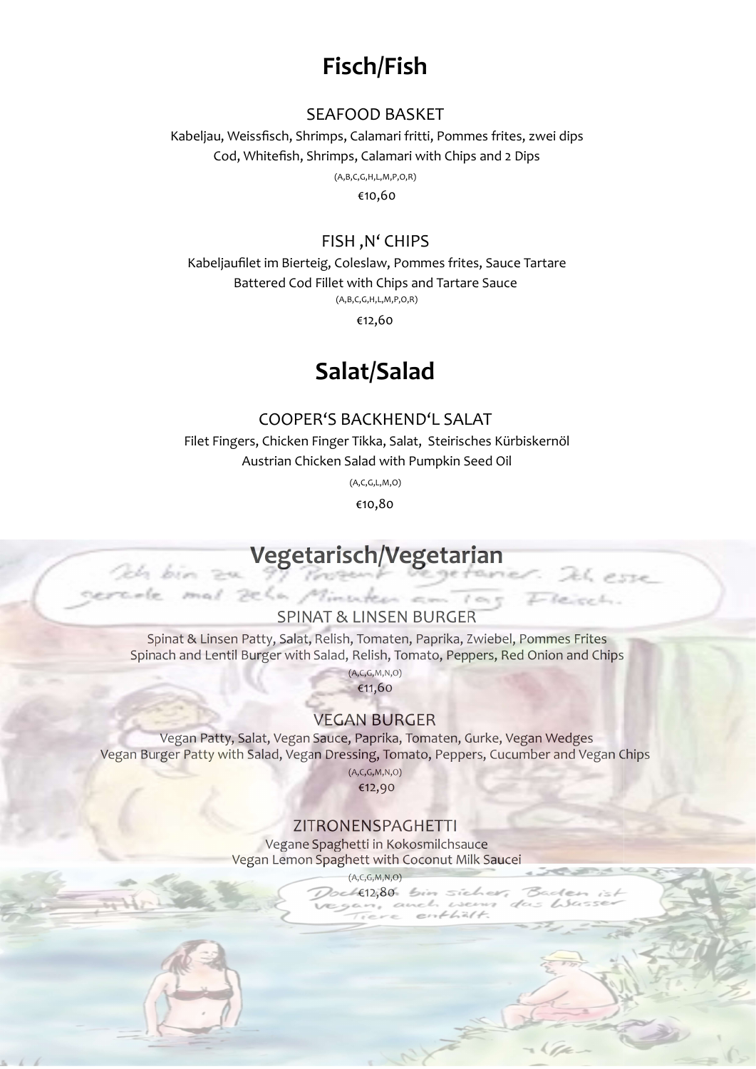# Fisch/Fish

## SEAFOOD BASKET

Kabeljau, Weissfisch, Shrimps, Calamari fritti, Pommes frites, zwei dips
Cod, Whitefish, Shrimps, Calamari with Chips and 2 Dips

(A,B,C,G,H,L,M,P,O,R)

€10,60

## FISH ‚N' CHIPS

Kabeljaufilet im Bierteig, Coleslaw, Pommes frites, Sauce Tartare
Battered Cod Fillet with Chips and Tartare Sauce

(A,B,C,G,H,L,M,P,O,R)

€12,60

# Salat/Salad

## COOPER'S BACKHEND'L SALAT

Filet Fingers, Chicken Finger Tikka, Salat, Steirisches Kürbiskernöl
Austrian Chicken Salad with Pumpkin Seed Oil

(A,C,G,L,M,O)

€10,80

# Vegetarisch/Vegetarian

## SPINAT & LINSEN BURGER

Spinat & Linsen Patty, Salat, Relish, Tomaten, Paprika, Zwiebel, Pommes Frites
Spinach and Lentil Burger with Salad, Relish, Tomato, Peppers, Red Onion and Chips

(A,C,G,M,N,O)

€11,60

## VEGAN BURGER

Vegan Patty, Salat, Vegan Sauce, Paprika, Tomaten, Gurke, Vegan Wedges
Vegan Burger Patty with Salad, Vegan Dressing, Tomato, Peppers, Cucumber and Vegan Chips

(A,C,G,M,N,O)

€12,90

## ZITRONENSPAGHETTI

Vegane Spaghetti in Kokosmilchsauce
Vegan Lemon Spaghett with Coconut Milk Saucei

(A,C,G,M,N,O)

€12,80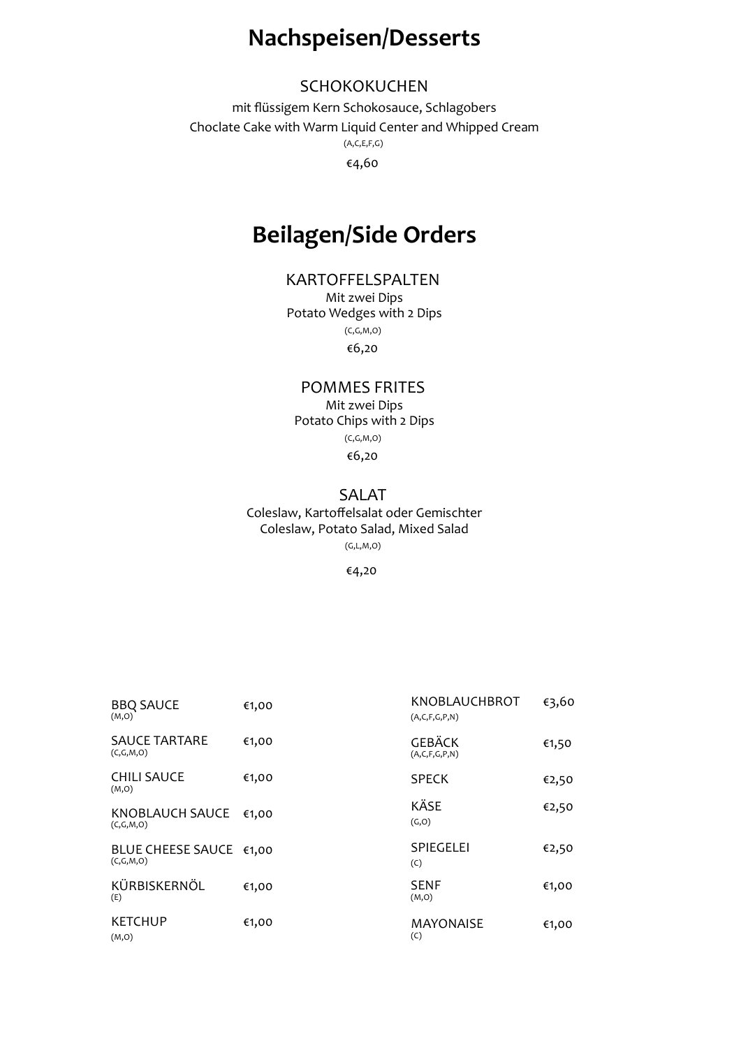# Nachspeisen/Desserts

SCHOKOKUCHEN

mit flüssigem Kern Schokosauce, Schlagobers

Choclate Cake with Warm Liquid Center and Whipped Cream

(A,C,E,F,G)

€4,60

# Beilagen/Side Orders

KARTOFFELSPALTEN

Mit zwei Dips

Potato Wedges with 2 Dips

(C,G,M,O)

€6,20

POMMES FRITES

Mit zwei Dips

Potato Chips with 2 Dips

(C,G,M,O)

€6,20

SALAT

Coleslaw, Kartoffelsalat oder Gemischter

Coleslaw, Potato Salad, Mixed Salad

(G,L,M,O)

€4,20

| | | | |
|---|---|---|---|
| BBQ SAUCE (M,O) | €1,00 | KNOBLAUCHBROT (A,C,F,G,P,N) | €3,60 |
| SAUCE TARTARE (C,G,M,O) | €1,00 | GEBÄCK (A,C,F,G,P,N) | €1,50 |
| CHILI SAUCE (M,O) | €1,00 | SPECK | €2,50 |
| KNOBLAUCH SAUCE (C,G,M,O) | €1,00 | KÄSE (G,O) | €2,50 |
| BLUE CHEESE SAUCE (C,G,M,O) | €1,00 | SPIEGELEI (C) | €2,50 |
| KÜRBISKERNÖL (E) | €1,00 | SENF (M,O) | €1,00 |
| KETCHUP (M,O) | €1,00 | MAYONAISE (C) | €1,00 |